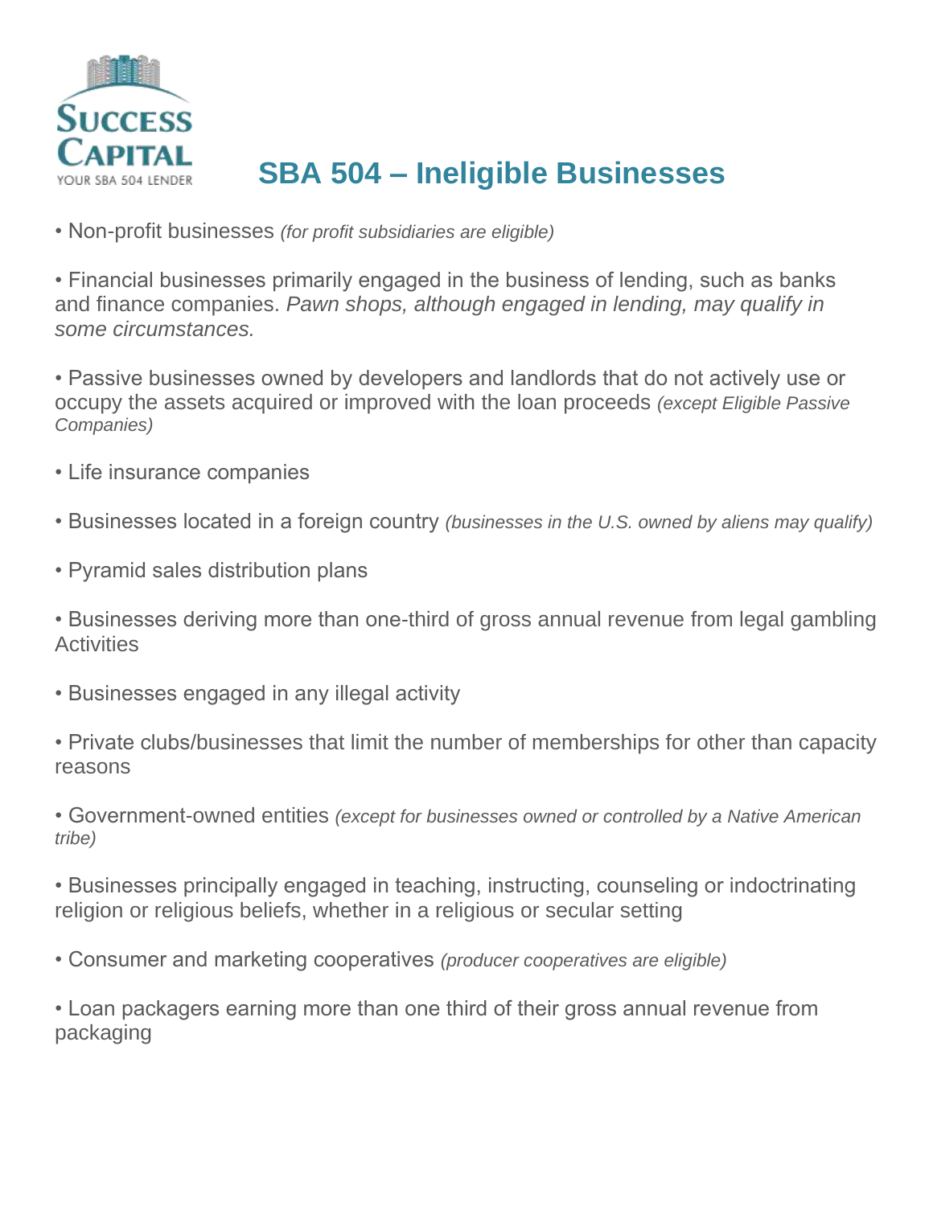Success Capital

YOUR SBA 504 LENDER

# SBA 504 – Ineligible Businesses

- Non-profit businesses *(for profit subsidiaries are eligible)*

- Financial businesses primarily engaged in the business of lending, such as banks and finance companies. *Pawn shops, although engaged in lending, may qualify in some circumstances.*

- Passive businesses owned by developers and landlords that do not actively use or occupy the assets acquired or improved with the loan proceeds *(except Eligible Passive Companies)*

- Life insurance companies

- Businesses located in a foreign country *(businesses in the U.S. owned by aliens may qualify)*

- Pyramid sales distribution plans

- Businesses deriving more than one-third of gross annual revenue from legal gambling Activities

- Businesses engaged in any illegal activity

- Private clubs/businesses that limit the number of memberships for other than capacity reasons

- Government-owned entities *(except for businesses owned or controlled by a Native American tribe)*

- Businesses principally engaged in teaching, instructing, counseling or indoctrinating religion or religious beliefs, whether in a religious or secular setting

- Consumer and marketing cooperatives *(producer cooperatives are eligible)*

- Loan packagers earning more than one third of their gross annual revenue from packaging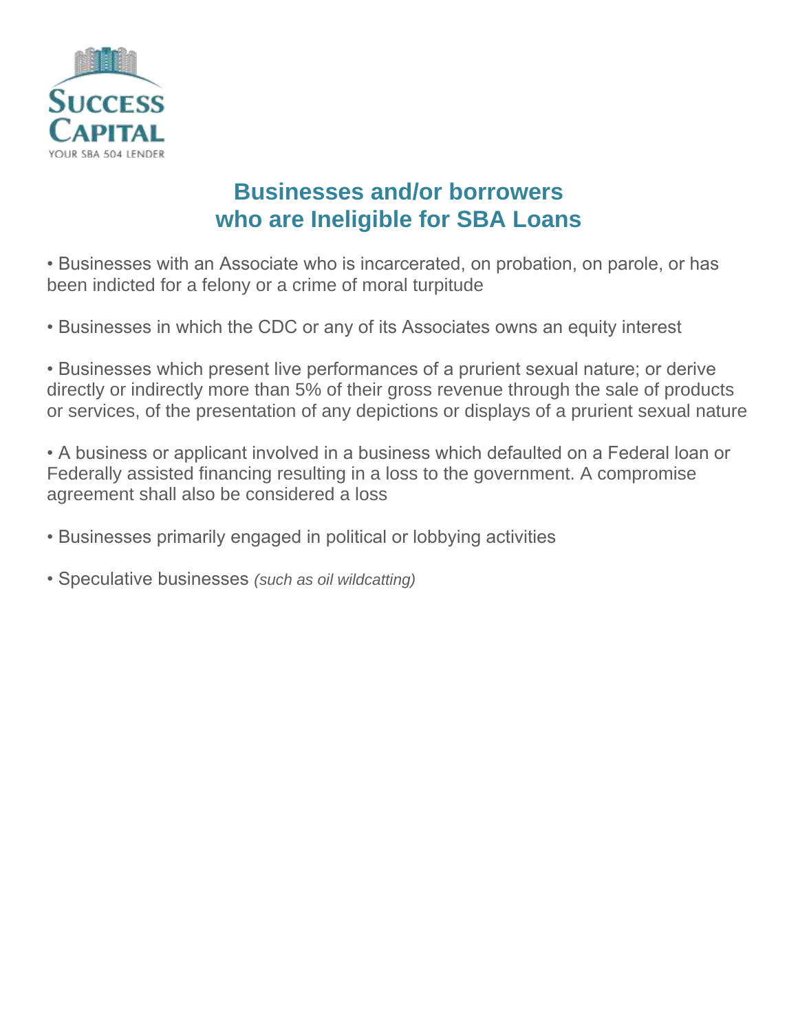Success Capital

YOUR SBA 504 LENDER

# Businesses and/or borrowers who are Ineligible for SBA Loans

- Businesses with an Associate who is incarcerated, on probation, on parole, or has been indicted for a felony or a crime of moral turpitude

- Businesses in which the CDC or any of its Associates owns an equity interest

- Businesses which present live performances of a prurient sexual nature; or derive directly or indirectly more than 5% of their gross revenue through the sale of products or services, of the presentation of any depictions or displays of a prurient sexual nature

- A business or applicant involved in a business which defaulted on a Federal loan or Federally assisted financing resulting in a loss to the government. A compromise agreement shall also be considered a loss

- Businesses primarily engaged in political or lobbying activities

- Speculative businesses *(such as oil wildcatting)*